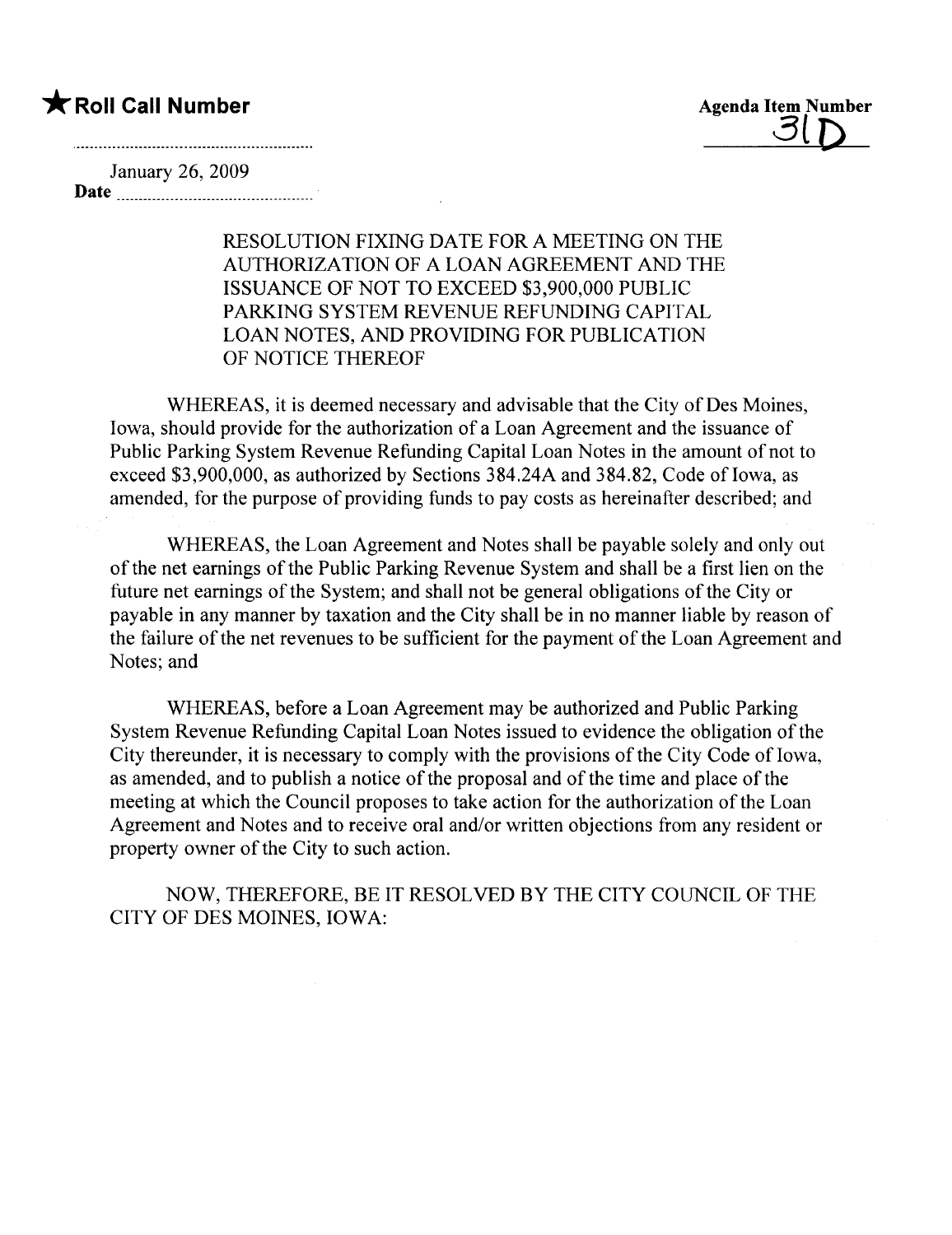★ **Roll Call Number**

**Agenda Item Number**
31D

January 26, 2009
**Date** ..............................................

RESOLUTION FIXING DATE FOR A MEETING ON THE AUTHORIZATION OF A LOAN AGREEMENT AND THE ISSUANCE OF NOT TO EXCEED $3,900,000 PUBLIC PARKING SYSTEM REVENUE REFUNDING CAPITAL LOAN NOTES, AND PROVIDING FOR PUBLICATION OF NOTICE THEREOF

WHEREAS, it is deemed necessary and advisable that the City of Des Moines, Iowa, should provide for the authorization of a Loan Agreement and the issuance of Public Parking System Revenue Refunding Capital Loan Notes in the amount of not to exceed $3,900,000, as authorized by Sections 384.24A and 384.82, Code of Iowa, as amended, for the purpose of providing funds to pay costs as hereinafter described; and

WHEREAS, the Loan Agreement and Notes shall be payable solely and only out of the net earnings of the Public Parking Revenue System and shall be a first lien on the future net earnings of the System; and shall not be general obligations of the City or payable in any manner by taxation and the City shall be in no manner liable by reason of the failure of the net revenues to be sufficient for the payment of the Loan Agreement and Notes; and

WHEREAS, before a Loan Agreement may be authorized and Public Parking System Revenue Refunding Capital Loan Notes issued to evidence the obligation of the City thereunder, it is necessary to comply with the provisions of the City Code of Iowa, as amended, and to publish a notice of the proposal and of the time and place of the meeting at which the Council proposes to take action for the authorization of the Loan Agreement and Notes and to receive oral and/or written objections from any resident or property owner of the City to such action.

NOW, THEREFORE, BE IT RESOLVED BY THE CITY COUNCIL OF THE CITY OF DES MOINES, IOWA: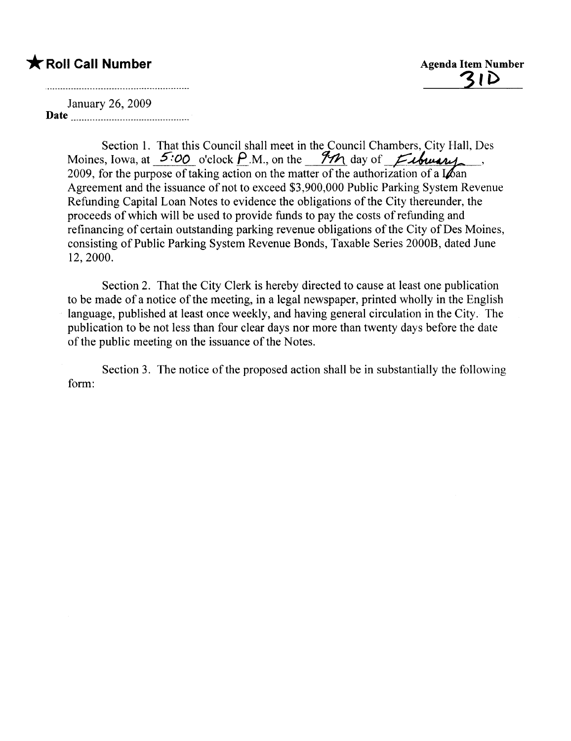★ **Roll Call Number**

**Agenda Item Number**
31D

January 26, 2009
**Date** ..............................

Section 1. That this Council shall meet in the Council Chambers, City Hall, Des Moines, Iowa, at 5:00 o'clock P.M., on the 9th day of February, 2009, for the purpose of taking action on the matter of the authorization of a Loan Agreement and the issuance of not to exceed $3,900,000 Public Parking System Revenue Refunding Capital Loan Notes to evidence the obligations of the City thereunder, the proceeds of which will be used to provide funds to pay the costs of refunding and refinancing of certain outstanding parking revenue obligations of the City of Des Moines, consisting of Public Parking System Revenue Bonds, Taxable Series 2000B, dated June 12, 2000.

Section 2. That the City Clerk is hereby directed to cause at least one publication to be made of a notice of the meeting, in a legal newspaper, printed wholly in the English language, published at least once weekly, and having general circulation in the City. The publication to be not less than four clear days nor more than twenty days before the date of the public meeting on the issuance of the Notes.

Section 3. The notice of the proposed action shall be in substantially the following form: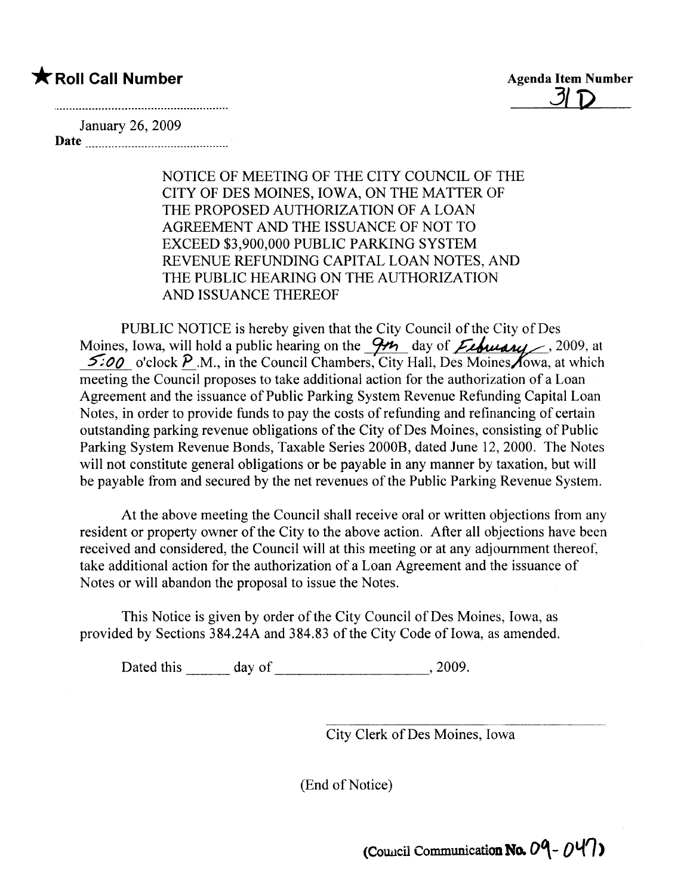★ **Roll Call Number**

**Agenda Item Number**
31D

January 26, 2009
**Date** ..........

NOTICE OF MEETING OF THE CITY COUNCIL OF THE CITY OF DES MOINES, IOWA, ON THE MATTER OF THE PROPOSED AUTHORIZATION OF A LOAN AGREEMENT AND THE ISSUANCE OF NOT TO EXCEED $3,900,000 PUBLIC PARKING SYSTEM REVENUE REFUNDING CAPITAL LOAN NOTES, AND THE PUBLIC HEARING ON THE AUTHORIZATION AND ISSUANCE THEREOF

PUBLIC NOTICE is hereby given that the City Council of the City of Des Moines, Iowa, will hold a public hearing on the 9th day of February, 2009, at 5:00 o'clock P.M., in the Council Chambers, City Hall, Des Moines, Iowa, at which meeting the Council proposes to take additional action for the authorization of a Loan Agreement and the issuance of Public Parking System Revenue Refunding Capital Loan Notes, in order to provide funds to pay the costs of refunding and refinancing of certain outstanding parking revenue obligations of the City of Des Moines, consisting of Public Parking System Revenue Bonds, Taxable Series 2000B, dated June 12, 2000. The Notes will not constitute general obligations or be payable in any manner by taxation, but will be payable from and secured by the net revenues of the Public Parking Revenue System.

At the above meeting the Council shall receive oral or written objections from any resident or property owner of the City to the above action. After all objections have been received and considered, the Council will at this meeting or at any adjournment thereof, take additional action for the authorization of a Loan Agreement and the issuance of Notes or will abandon the proposal to issue the Notes.

This Notice is given by order of the City Council of Des Moines, Iowa, as provided by Sections 384.24A and 384.83 of the City Code of Iowa, as amended.

Dated this ______ day of ____________________, 2009.

______________________________
City Clerk of Des Moines, Iowa

(End of Notice)

(Council Communication No. 09-047)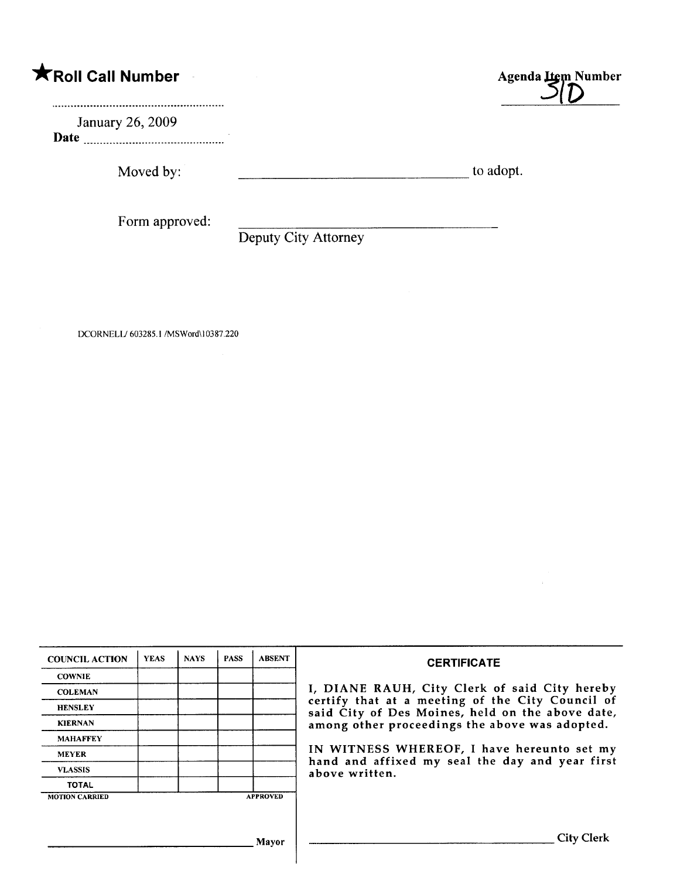**★Roll Call Number**

**Agenda Item Number**
31D

January 26, 2009
**Date**

Moved by: ______________________________ to adopt.

Form approved: ______________________________
Deputy City Attorney

DCORNELL/ 603285.1 /MSWord\10387.220

| COUNCIL ACTION | YEAS | NAYS | PASS | ABSENT |
|---|---|---|---|---|
| COWNIE | | | | |
| COLEMAN | | | | |
| HENSLEY | | | | |
| KIERNAN | | | | |
| MAHAFFEY | | | | |
| MEYER | | | | |
| VLASSIS | | | | |
| TOTAL | | | | |

MOTION CARRIED APPROVED

______________________________ Mayor

**CERTIFICATE**

I, DIANE RAUH, City Clerk of said City hereby certify that at a meeting of the City Council of said City of Des Moines, held on the above date, among other proceedings the above was adopted.

IN WITNESS WHEREOF, I have hereunto set my hand and affixed my seal the day and year first above written.

______________________________ City Clerk